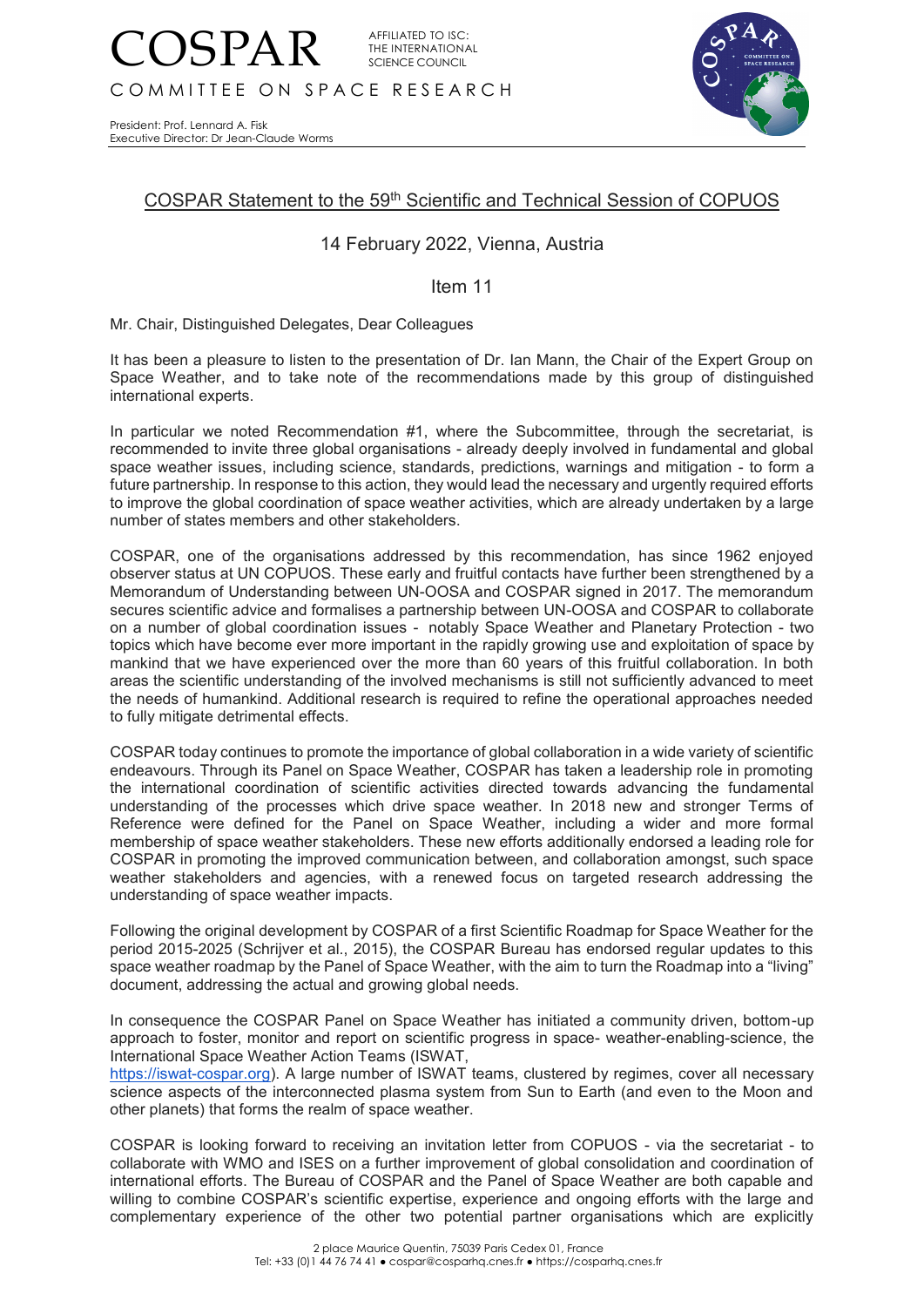# COSPAR

AFFILIATED TO ISC: THE INTERNATIONAL SCIENCE COUNCIL

COMMITTEE ON SPACE RESEARCH

President: Prof. Lennard A. Fisk
Executive Director: Dr Jean-Claude Worms

## COSPAR Statement to the 59th Scientific and Technical Session of COPUOS

### 14 February 2022, Vienna, Austria

### Item 11

Mr. Chair, Distinguished Delegates, Dear Colleagues

It has been a pleasure to listen to the presentation of Dr. Ian Mann, the Chair of the Expert Group on Space Weather, and to take note of the recommendations made by this group of distinguished international experts.

In particular we noted Recommendation #1, where the Subcommittee, through the secretariat, is recommended to invite three global organisations - already deeply involved in fundamental and global space weather issues, including science, standards, predictions, warnings and mitigation - to form a future partnership. In response to this action, they would lead the necessary and urgently required efforts to improve the global coordination of space weather activities, which are already undertaken by a large number of states members and other stakeholders.

COSPAR, one of the organisations addressed by this recommendation, has since 1962 enjoyed observer status at UN COPUOS. These early and fruitful contacts have further been strengthened by a Memorandum of Understanding between UN-OOSA and COSPAR signed in 2017. The memorandum secures scientific advice and formalises a partnership between UN-OOSA and COSPAR to collaborate on a number of global coordination issues - notably Space Weather and Planetary Protection - two topics which have become ever more important in the rapidly growing use and exploitation of space by mankind that we have experienced over the more than 60 years of this fruitful collaboration. In both areas the scientific understanding of the involved mechanisms is still not sufficiently advanced to meet the needs of humankind. Additional research is required to refine the operational approaches needed to fully mitigate detrimental effects.

COSPAR today continues to promote the importance of global collaboration in a wide variety of scientific endeavours. Through its Panel on Space Weather, COSPAR has taken a leadership role in promoting the international coordination of scientific activities directed towards advancing the fundamental understanding of the processes which drive space weather. In 2018 new and stronger Terms of Reference were defined for the Panel on Space Weather, including a wider and more formal membership of space weather stakeholders. These new efforts additionally endorsed a leading role for COSPAR in promoting the improved communication between, and collaboration amongst, such space weather stakeholders and agencies, with a renewed focus on targeted research addressing the understanding of space weather impacts.

Following the original development by COSPAR of a first Scientific Roadmap for Space Weather for the period 2015-2025 (Schrijver et al., 2015), the COSPAR Bureau has endorsed regular updates to this space weather roadmap by the Panel of Space Weather, with the aim to turn the Roadmap into a "living" document, addressing the actual and growing global needs.

In consequence the COSPAR Panel on Space Weather has initiated a community driven, bottom-up approach to foster, monitor and report on scientific progress in space- weather-enabling-science, the International Space Weather Action Teams (ISWAT, https://iswat-cospar.org). A large number of ISWAT teams, clustered by regimes, cover all necessary science aspects of the interconnected plasma system from Sun to Earth (and even to the Moon and other planets) that forms the realm of space weather.

COSPAR is looking forward to receiving an invitation letter from COPUOS - via the secretariat - to collaborate with WMO and ISES on a further improvement of global consolidation and coordination of international efforts. The Bureau of COSPAR and the Panel of Space Weather are both capable and willing to combine COSPAR's scientific expertise, experience and ongoing efforts with the large and complementary experience of the other two potential partner organisations which are explicitly

2 place Maurice Quentin, 75039 Paris Cedex 01, France
Tel: +33 (0)1 44 76 74 41 ● cospar@cosparhq.cnes.fr ● https://cosparhq.cnes.fr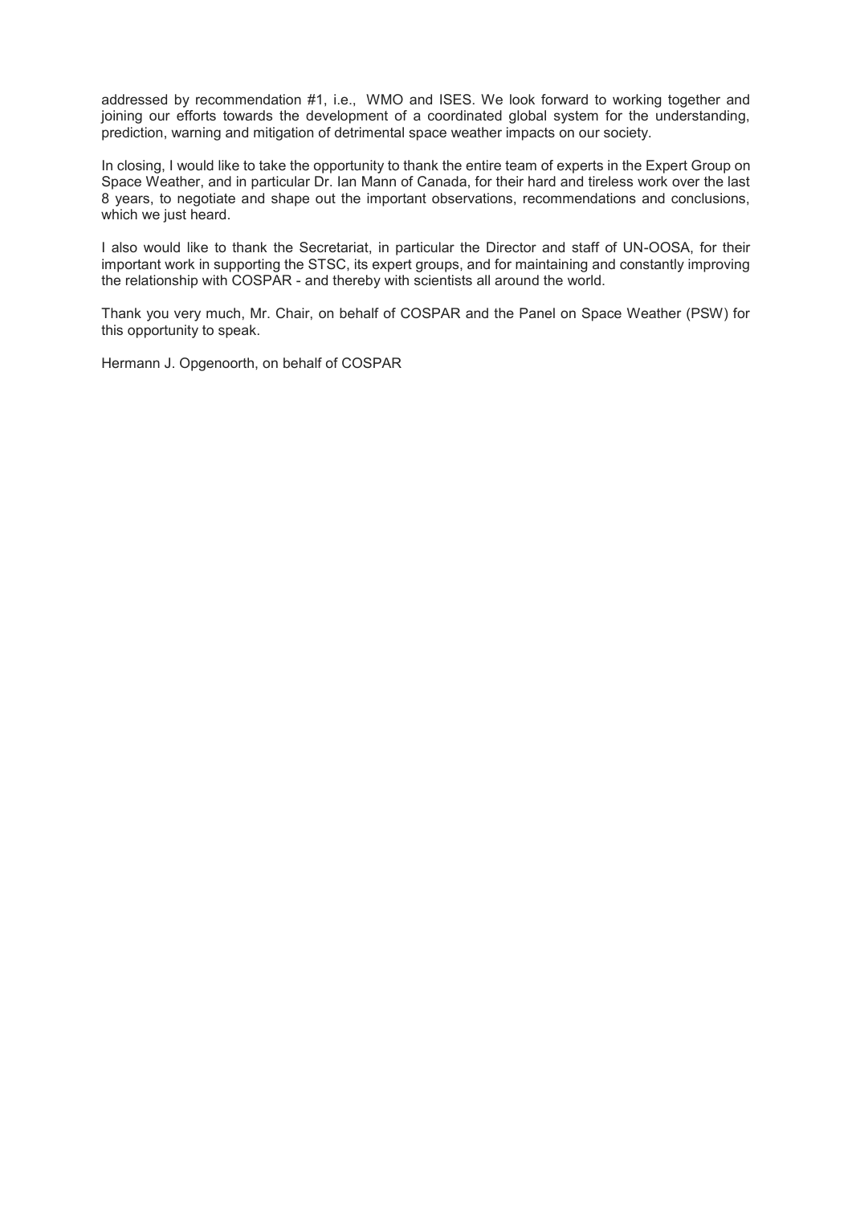addressed by recommendation #1, i.e., WMO and ISES. We look forward to working together and joining our efforts towards the development of a coordinated global system for the understanding, prediction, warning and mitigation of detrimental space weather impacts on our society.

In closing, I would like to take the opportunity to thank the entire team of experts in the Expert Group on Space Weather, and in particular Dr. Ian Mann of Canada, for their hard and tireless work over the last 8 years, to negotiate and shape out the important observations, recommendations and conclusions, which we just heard.

I also would like to thank the Secretariat, in particular the Director and staff of UN-OOSA, for their important work in supporting the STSC, its expert groups, and for maintaining and constantly improving the relationship with COSPAR - and thereby with scientists all around the world.

Thank you very much, Mr. Chair, on behalf of COSPAR and the Panel on Space Weather (PSW) for this opportunity to speak.

Hermann J. Opgenoorth, on behalf of COSPAR